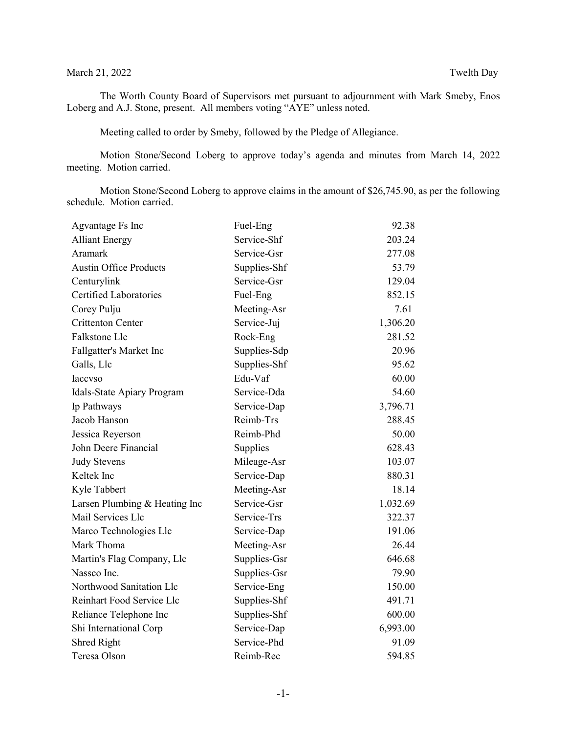March 21, 2022 Twelth Day

The Worth County Board of Supervisors met pursuant to adjournment with Mark Smeby, Enos Loberg and A.J. Stone, present. All members voting "AYE" unless noted.

Meeting called to order by Smeby, followed by the Pledge of Allegiance.

Motion Stone/Second Loberg to approve today's agenda and minutes from March 14, 2022 meeting. Motion carried.

Motion Stone/Second Loberg to approve claims in the amount of $26,745.90, as per the following schedule. Motion carried.

| | | |
|---|---|---:|
| Agvantage Fs Inc | Fuel-Eng | 92.38 |
| Alliant Energy | Service-Shf | 203.24 |
| Aramark | Service-Gsr | 277.08 |
| Austin Office Products | Supplies-Shf | 53.79 |
| Centurylink | Service-Gsr | 129.04 |
| Certified Laboratories | Fuel-Eng | 852.15 |
| Corey Pulju | Meeting-Asr | 7.61 |
| Crittenton Center | Service-Juj | 1,306.20 |
| Falkstone Llc | Rock-Eng | 281.52 |
| Fallgatter's Market Inc | Supplies-Sdp | 20.96 |
| Galls, Llc | Supplies-Shf | 95.62 |
| Iaccvso | Edu-Vaf | 60.00 |
| Idals-State Apiary Program | Service-Dda | 54.60 |
| Ip Pathways | Service-Dap | 3,796.71 |
| Jacob Hanson | Reimb-Trs | 288.45 |
| Jessica Reyerson | Reimb-Phd | 50.00 |
| John Deere Financial | Supplies | 628.43 |
| Judy Stevens | Mileage-Asr | 103.07 |
| Keltek Inc | Service-Dap | 880.31 |
| Kyle Tabbert | Meeting-Asr | 18.14 |
| Larsen Plumbing & Heating Inc | Service-Gsr | 1,032.69 |
| Mail Services Llc | Service-Trs | 322.37 |
| Marco Technologies Llc | Service-Dap | 191.06 |
| Mark Thoma | Meeting-Asr | 26.44 |
| Martin's Flag Company, Llc | Supplies-Gsr | 646.68 |
| Nassco Inc. | Supplies-Gsr | 79.90 |
| Northwood Sanitation Llc | Service-Eng | 150.00 |
| Reinhart Food Service Llc | Supplies-Shf | 491.71 |
| Reliance Telephone Inc | Supplies-Shf | 600.00 |
| Shi International Corp | Service-Dap | 6,993.00 |
| Shred Right | Service-Phd | 91.09 |
| Teresa Olson | Reimb-Rec | 594.85 |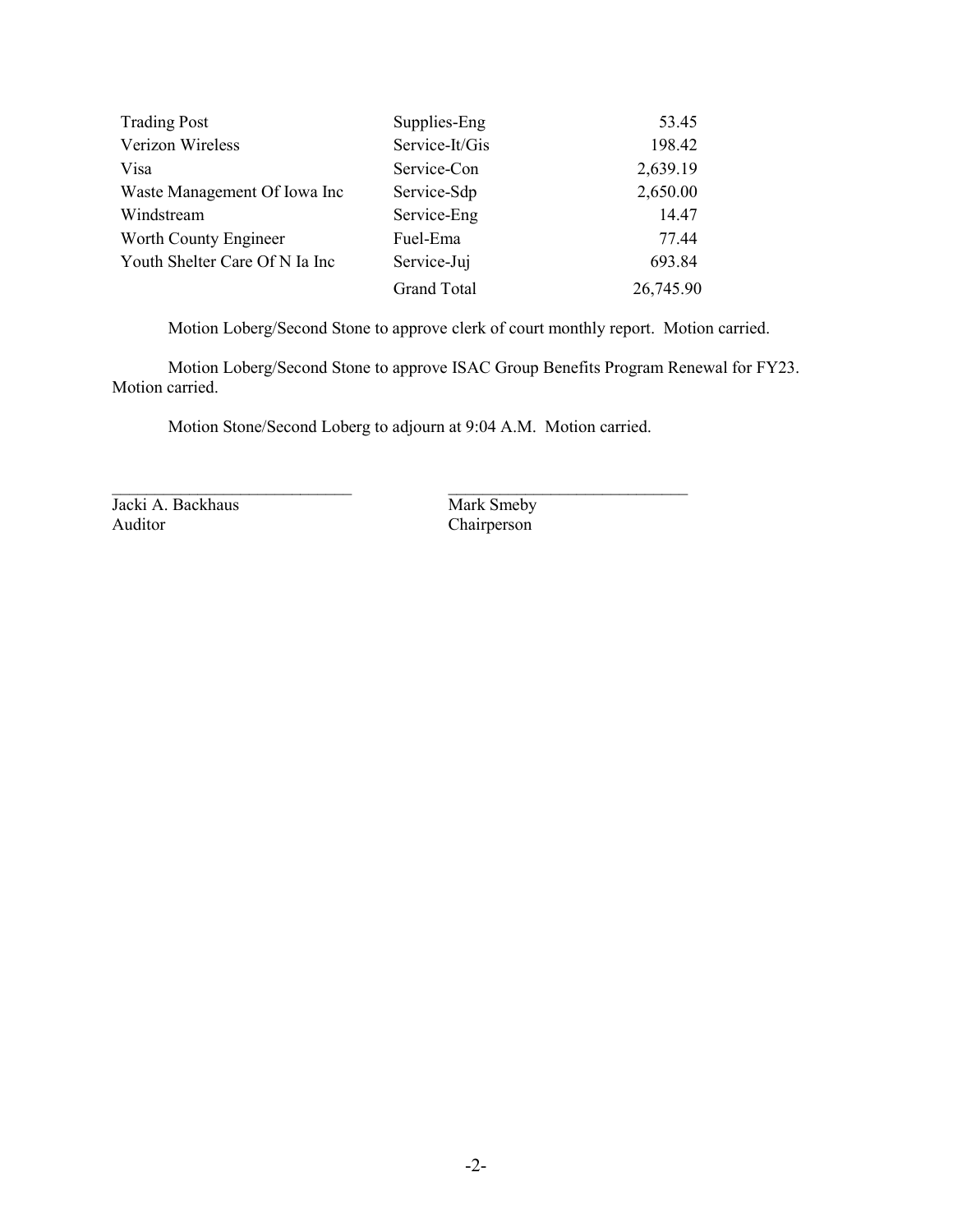| | | |
|---|---|---|
| Trading Post | Supplies-Eng | 53.45 |
| Verizon Wireless | Service-It/Gis | 198.42 |
| Visa | Service-Con | 2,639.19 |
| Waste Management Of Iowa Inc | Service-Sdp | 2,650.00 |
| Windstream | Service-Eng | 14.47 |
| Worth County Engineer | Fuel-Ema | 77.44 |
| Youth Shelter Care Of N Ia Inc | Service-Juj | 693.84 |
| | Grand Total | 26,745.90 |

Motion Loberg/Second Stone to approve clerk of court monthly report. Motion carried.

Motion Loberg/Second Stone to approve ISAC Group Benefits Program Renewal for FY23. Motion carried.

Motion Stone/Second Loberg to adjourn at 9:04 A.M. Motion carried.

\_\_\_\_\_\_\_\_\_\_\_\_\_\_\_\_\_\_\_\_\_\_\_\_\_\_\_\_\_\_
Jacki A. Backhaus
Auditor

\_\_\_\_\_\_\_\_\_\_\_\_\_\_\_\_\_\_\_\_\_\_\_\_\_\_\_\_\_\_
Mark Smeby
Chairperson